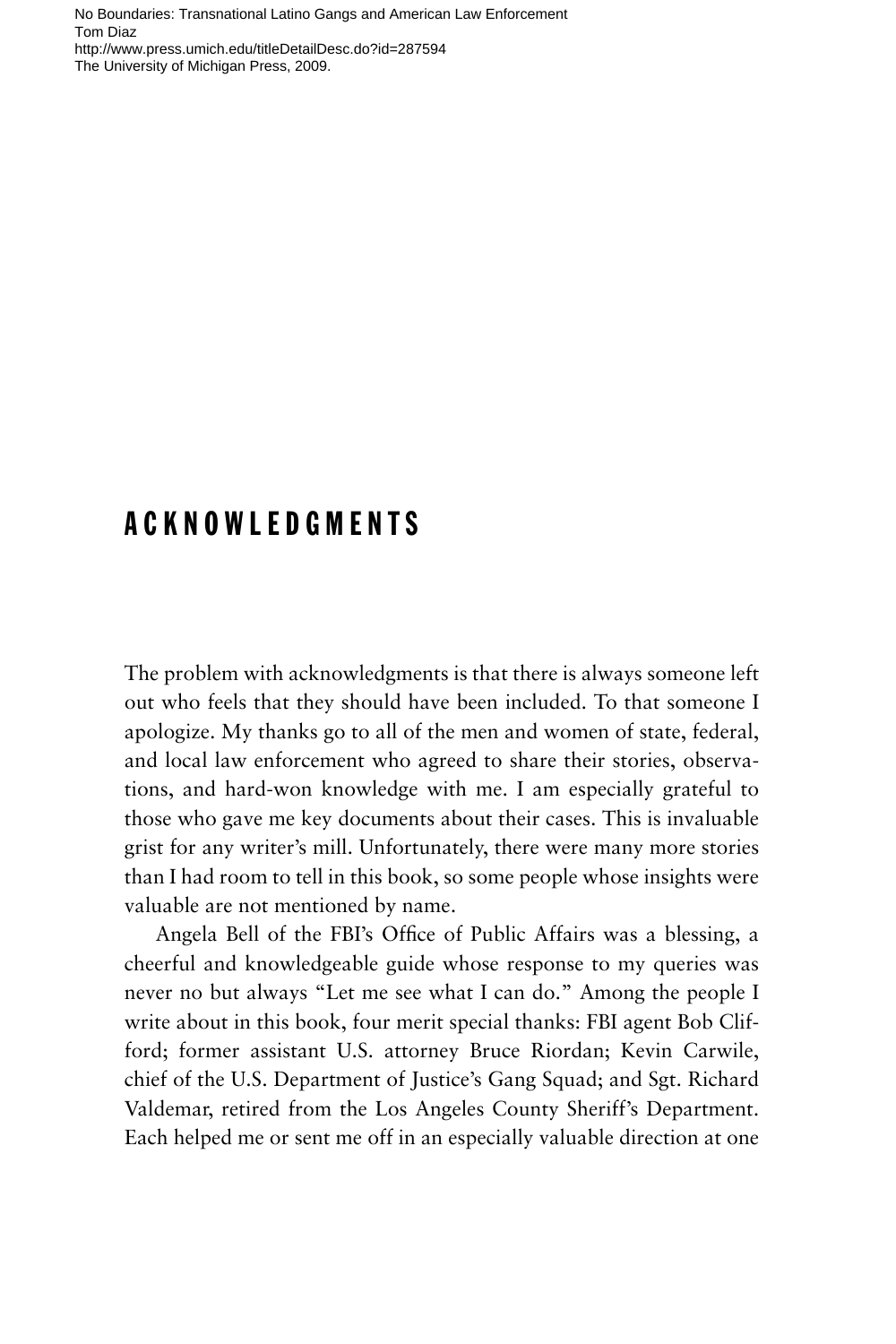No Boundaries: Transnational Latino Gangs and American Law Enforcement
Tom Diaz
http://www.press.umich.edu/titleDetailDesc.do?id=287594
The University of Michigan Press, 2009.

# ACKNOWLEDGMENTS

The problem with acknowledgments is that there is always someone left out who feels that they should have been included. To that someone I apologize. My thanks go to all of the men and women of state, federal, and local law enforcement who agreed to share their stories, observations, and hard-won knowledge with me. I am especially grateful to those who gave me key documents about their cases. This is invaluable grist for any writer's mill. Unfortunately, there were many more stories than I had room to tell in this book, so some people whose insights were valuable are not mentioned by name.

Angela Bell of the FBI's Office of Public Affairs was a blessing, a cheerful and knowledgeable guide whose response to my queries was never no but always "Let me see what I can do." Among the people I write about in this book, four merit special thanks: FBI agent Bob Clifford; former assistant U.S. attorney Bruce Riordan; Kevin Carwile, chief of the U.S. Department of Justice's Gang Squad; and Sgt. Richard Valdemar, retired from the Los Angeles County Sheriff's Department. Each helped me or sent me off in an especially valuable direction at one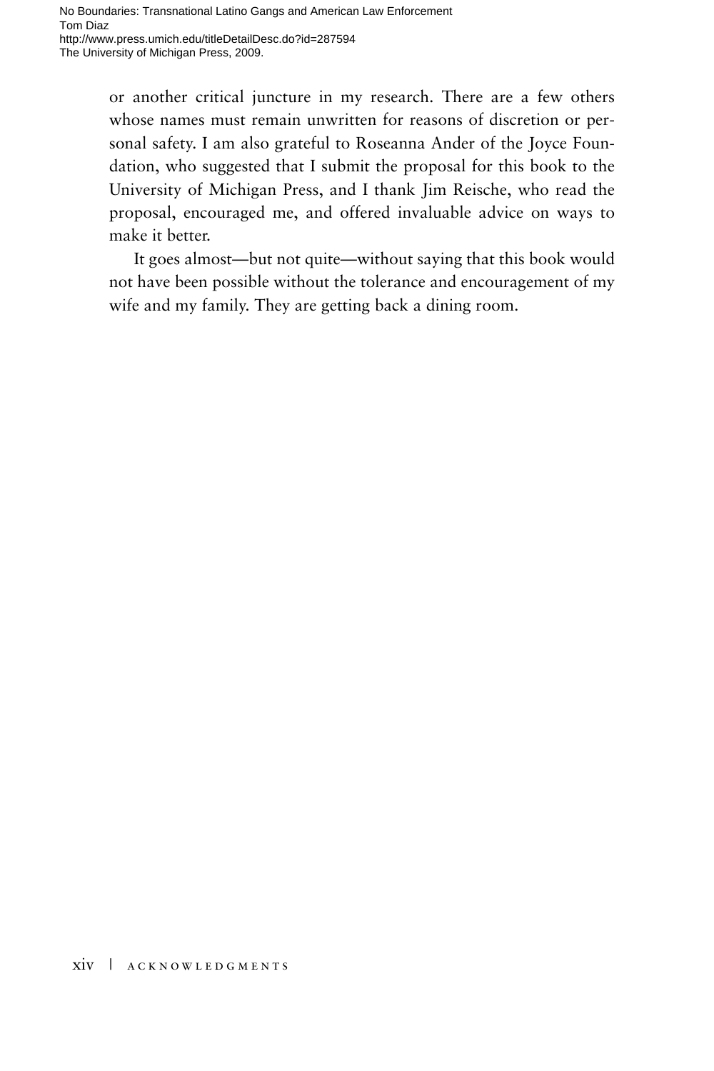or another critical juncture in my research. There are a few others whose names must remain unwritten for reasons of discretion or personal safety. I am also grateful to Roseanna Ander of the Joyce Foundation, who suggested that I submit the proposal for this book to the University of Michigan Press, and I thank Jim Reische, who read the proposal, encouraged me, and offered invaluable advice on ways to make it better.

It goes almost—but not quite—without saying that this book would not have been possible without the tolerance and encouragement of my wife and my family. They are getting back a dining room.